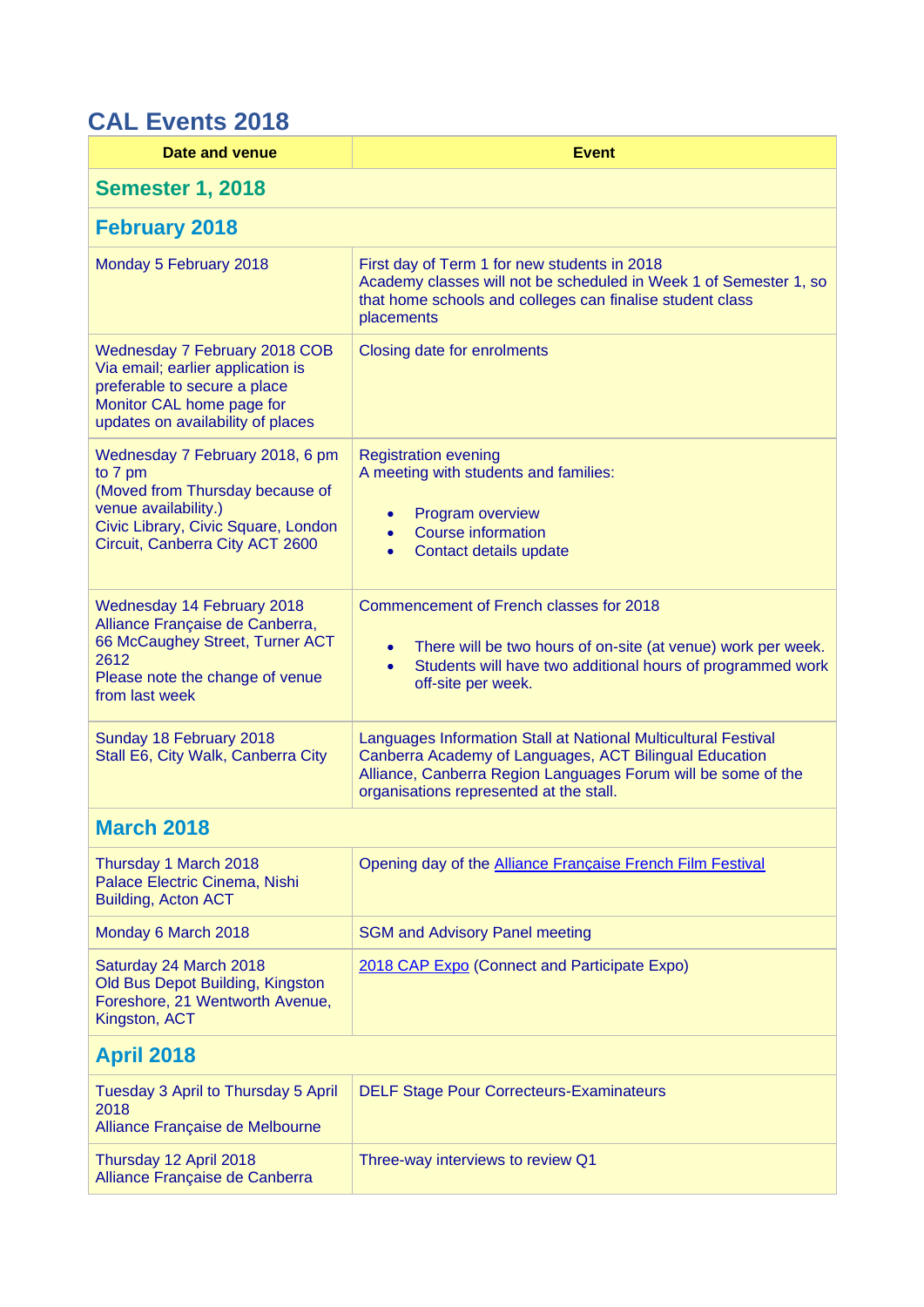# CAL Events 2018

| Date and venue | Event |
| --- | --- |
| **Semester 1, 2018** | |
| **February 2018** | |
| Monday 5 February 2018 | First day of Term 1 for new students in 2018<br>Academy classes will not be scheduled in Week 1 of Semester 1, so that home schools and colleges can finalise student class placements |
| Wednesday 7 February 2018 COB<br>Via email; earlier application is preferable to secure a place<br>Monitor CAL home page for updates on availability of places | Closing date for enrolments |
| Wednesday 7 February 2018, 6 pm to 7 pm<br>(Moved from Thursday because of venue availability.)<br>Civic Library, Civic Square, London Circuit, Canberra City ACT 2600 | Registration evening<br>A meeting with students and families:<br>• Program overview<br>• Course information<br>• Contact details update |
| Wednesday 14 February 2018<br>Alliance Française de Canberra, 66 McCaughey Street, Turner ACT 2612<br>Please note the change of venue from last week | Commencement of French classes for 2018<br>• There will be two hours of on-site (at venue) work per week.<br>• Students will have two additional hours of programmed work off-site per week. |
| Sunday 18 February 2018<br>Stall E6, City Walk, Canberra City | Languages Information Stall at National Multicultural Festival<br>Canberra Academy of Languages, ACT Bilingual Education Alliance, Canberra Region Languages Forum will be some of the organisations represented at the stall. |
| **March 2018** | |
| Thursday 1 March 2018<br>Palace Electric Cinema, Nishi Building, Acton ACT | Opening day of the Alliance Française French Film Festival |
| Monday 6 March 2018 | SGM and Advisory Panel meeting |
| Saturday 24 March 2018<br>Old Bus Depot Building, Kingston Foreshore, 21 Wentworth Avenue, Kingston, ACT | 2018 CAP Expo (Connect and Participate Expo) |
| **April 2018** | |
| Tuesday 3 April to Thursday 5 April 2018<br>Alliance Française de Melbourne | DELF Stage Pour Correcteurs-Examinateurs |
| Thursday 12 April 2018<br>Alliance Française de Canberra | Three-way interviews to review Q1 |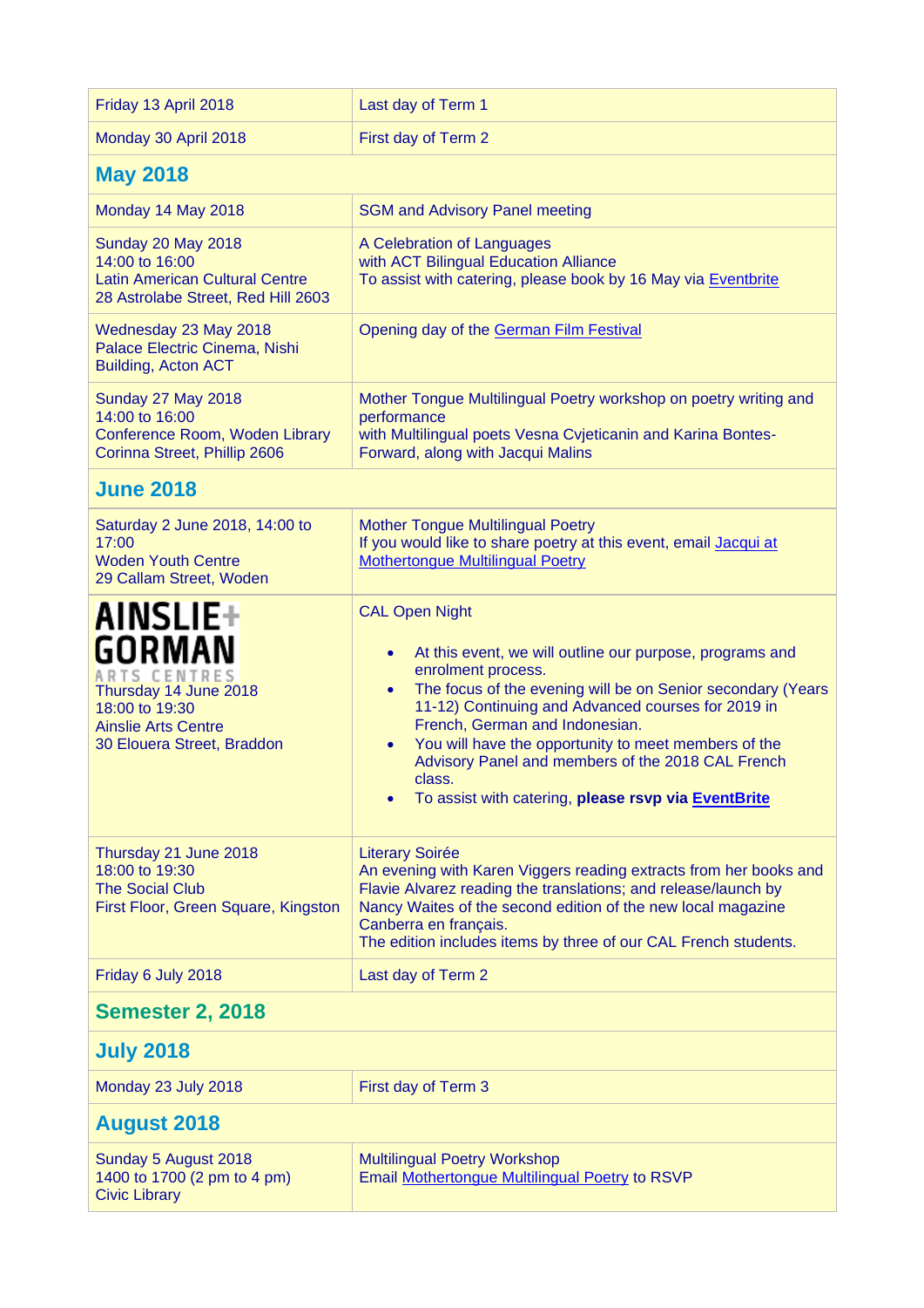| | |
|---|---|
| Friday 13 April 2018 | Last day of Term 1 |
| Monday 30 April 2018 | First day of Term 2 |
| **May 2018** | |
| Monday 14 May 2018 | SGM and Advisory Panel meeting |
| Sunday 20 May 2018<br>14:00 to 16:00<br>Latin American Cultural Centre<br>28 Astrolabe Street, Red Hill 2603 | A Celebration of Languages<br>with ACT Bilingual Education Alliance<br>To assist with catering, please book by 16 May via Eventbrite |
| Wednesday 23 May 2018<br>Palace Electric Cinema, Nishi Building, Acton ACT | Opening day of the German Film Festival |
| Sunday 27 May 2018<br>14:00 to 16:00<br>Conference Room, Woden Library<br>Corinna Street, Phillip 2606 | Mother Tongue Multilingual Poetry workshop on poetry writing and performance<br>with Multilingual poets Vesna Cvjeticanin and Karina Bontes-Forward, along with Jacqui Malins |
| **June 2018** | |
| Saturday 2 June 2018, 14:00 to 17:00<br>Woden Youth Centre<br>29 Callam Street, Woden | Mother Tongue Multilingual Poetry<br>If you would like to share poetry at this event, email Jacqui at Mothertongue Multilingual Poetry |
| AINSLIE+ GORMAN ARTS CENTRES<br>Thursday 14 June 2018<br>18:00 to 19:30<br>Ainslie Arts Centre<br>30 Elouera Street, Braddon | CAL Open Night<br>• At this event, we will outline our purpose, programs and enrolment process.<br>• The focus of the evening will be on Senior secondary (Years 11-12) Continuing and Advanced courses for 2019 in French, German and Indonesian.<br>• You will have the opportunity to meet members of the Advisory Panel and members of the 2018 CAL French class.<br>• To assist with catering, **please rsvp via EventBrite** |
| Thursday 21 June 2018<br>18:00 to 19:30<br>The Social Club<br>First Floor, Green Square, Kingston | Literary Soirée<br>An evening with Karen Viggers reading extracts from her books and Flavie Alvarez reading the translations; and release/launch by Nancy Waites of the second edition of the new local magazine Canberra en français.<br>The edition includes items by three of our CAL French students. |
| Friday 6 July 2018 | Last day of Term 2 |
| **Semester 2, 2018** | |
| **July 2018** | |
| Monday 23 July 2018 | First day of Term 3 |
| **August 2018** | |
| Sunday 5 August 2018<br>1400 to 1700 (2 pm to 4 pm)<br>Civic Library | Multilingual Poetry Workshop<br>Email Mothertongue Multilingual Poetry to RSVP |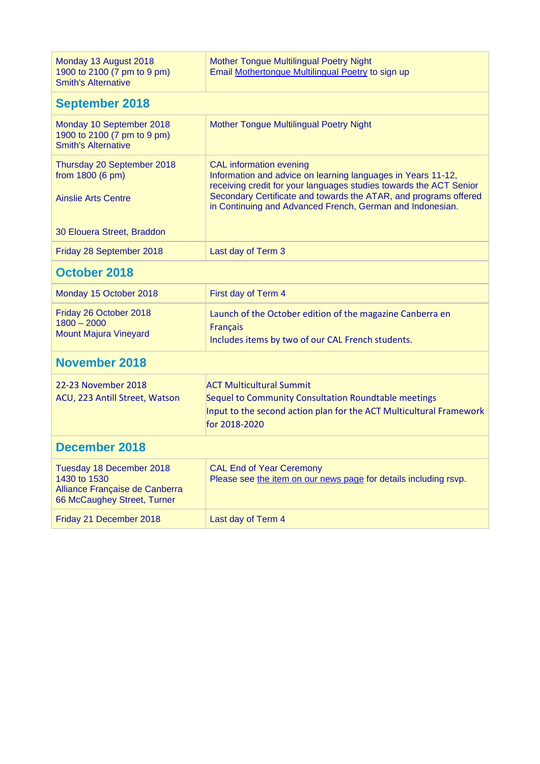| | |
|---|---|
| Monday 13 August 2018<br>1900 to 2100 (7 pm to 9 pm)<br>Smith's Alternative | Mother Tongue Multilingual Poetry Night<br>Email Mothertongue Multilingual Poetry to sign up |
| **September 2018** | |
| Monday 10 September 2018<br>1900 to 2100 (7 pm to 9 pm)<br>Smith's Alternative | Mother Tongue Multilingual Poetry Night |
| Thursday 20 September 2018<br>from 1800 (6 pm)<br><br>Ainslie Arts Centre<br><br>30 Elouera Street, Braddon | CAL information evening<br>Information and advice on learning languages in Years 11-12, receiving credit for your languages studies towards the ACT Senior Secondary Certificate and towards the ATAR, and programs offered in Continuing and Advanced French, German and Indonesian. |
| Friday 28 September 2018 | Last day of Term 3 |
| **October 2018** | |
| Monday 15 October 2018 | First day of Term 4 |
| Friday 26 October 2018<br>1800 – 2000<br>Mount Majura Vineyard | Launch of the October edition of the magazine Canberra en Français<br>Includes items by two of our CAL French students. |
| **November 2018** | |
| 22-23 November 2018<br>ACU, 223 Antill Street, Watson | ACT Multicultural Summit<br>Sequel to Community Consultation Roundtable meetings<br>Input to the second action plan for the ACT Multicultural Framework for 2018-2020 |
| **December 2018** | |
| Tuesday 18 December 2018<br>1430 to 1530<br>Alliance Française de Canberra<br>66 McCaughey Street, Turner | CAL End of Year Ceremony<br>Please see the item on our news page for details including rsvp. |
| Friday 21 December 2018 | Last day of Term 4 |